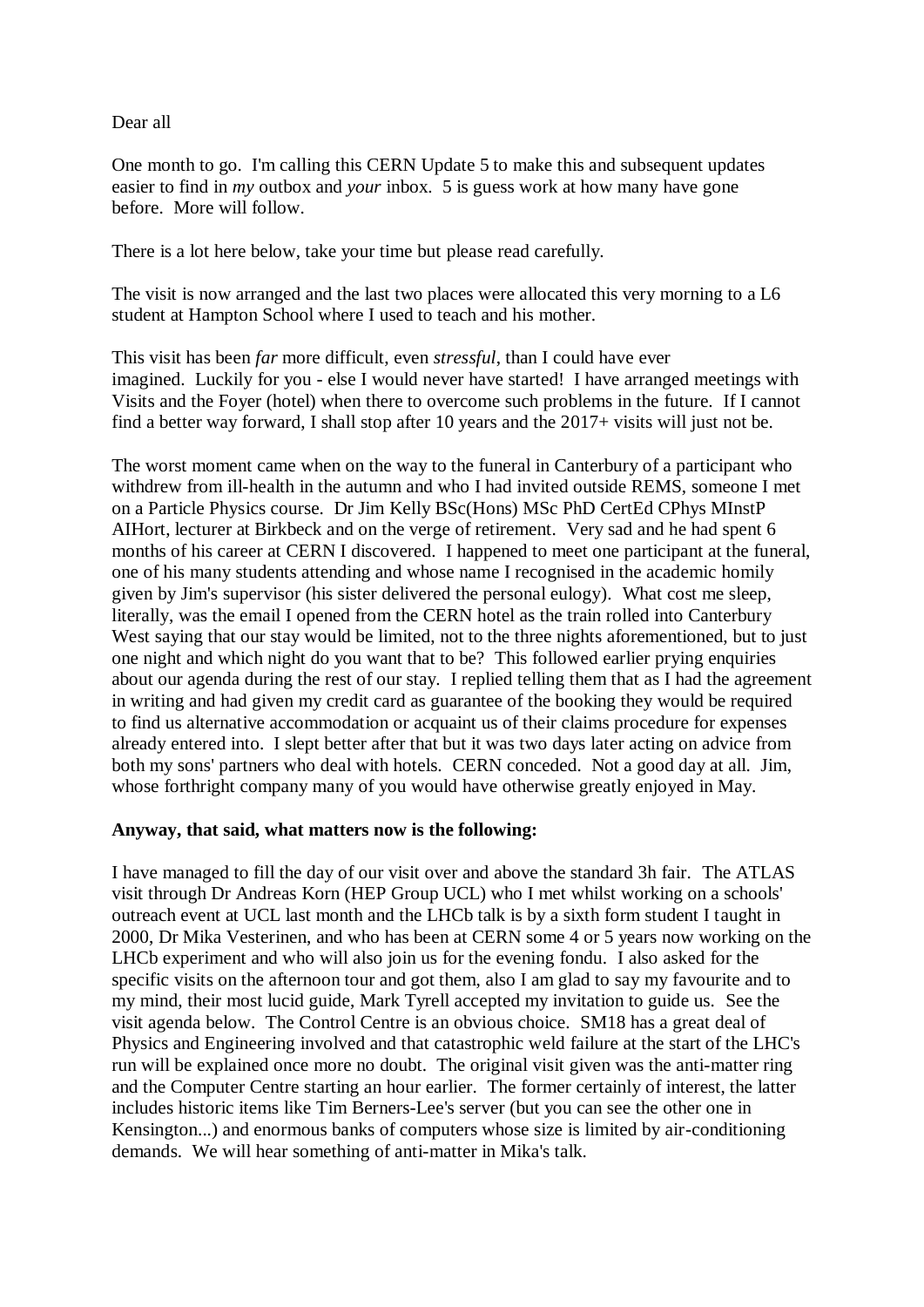Dear all

One month to go. I'm calling this CERN Update 5 to make this and subsequent updates easier to find in *my* outbox and *your* inbox. 5 is guess work at how many have gone before. More will follow.

There is a lot here below, take your time but please read carefully.

The visit is now arranged and the last two places were allocated this very morning to a L6 student at Hampton School where I used to teach and his mother.

This visit has been *far* more difficult, even *stressful*, than I could have ever imagined. Luckily for you - else I would never have started! I have arranged meetings with Visits and the Foyer (hotel) when there to overcome such problems in the future. If I cannot find a better way forward, I shall stop after 10 years and the 2017+ visits will just not be.

The worst moment came when on the way to the funeral in Canterbury of a participant who withdrew from ill-health in the autumn and who I had invited outside REMS, someone I met on a Particle Physics course. Dr Jim Kelly BSc(Hons) MSc PhD CertEd CPhys MInstP AIHort, lecturer at Birkbeck and on the verge of retirement. Very sad and he had spent 6 months of his career at CERN I discovered. I happened to meet one participant at the funeral, one of his many students attending and whose name I recognised in the academic homily given by Jim's supervisor (his sister delivered the personal eulogy). What cost me sleep, literally, was the email I opened from the CERN hotel as the train rolled into Canterbury West saying that our stay would be limited, not to the three nights aforementioned, but to just one night and which night do you want that to be? This followed earlier prying enquiries about our agenda during the rest of our stay. I replied telling them that as I had the agreement in writing and had given my credit card as guarantee of the booking they would be required to find us alternative accommodation or acquaint us of their claims procedure for expenses already entered into. I slept better after that but it was two days later acting on advice from both my sons' partners who deal with hotels. CERN conceded. Not a good day at all. Jim, whose forthright company many of you would have otherwise greatly enjoyed in May.

**Anyway, that said, what matters now is the following:**

I have managed to fill the day of our visit over and above the standard 3h fair. The ATLAS visit through Dr Andreas Korn (HEP Group UCL) who I met whilst working on a schools' outreach event at UCL last month and the LHCb talk is by a sixth form student I taught in 2000, Dr Mika Vesterinen, and who has been at CERN some 4 or 5 years now working on the LHCb experiment and who will also join us for the evening fondu. I also asked for the specific visits on the afternoon tour and got them, also I am glad to say my favourite and to my mind, their most lucid guide, Mark Tyrell accepted my invitation to guide us. See the visit agenda below. The Control Centre is an obvious choice. SM18 has a great deal of Physics and Engineering involved and that catastrophic weld failure at the start of the LHC's run will be explained once more no doubt. The original visit given was the anti-matter ring and the Computer Centre starting an hour earlier. The former certainly of interest, the latter includes historic items like Tim Berners-Lee's server (but you can see the other one in Kensington...) and enormous banks of computers whose size is limited by air-conditioning demands. We will hear something of anti-matter in Mika's talk.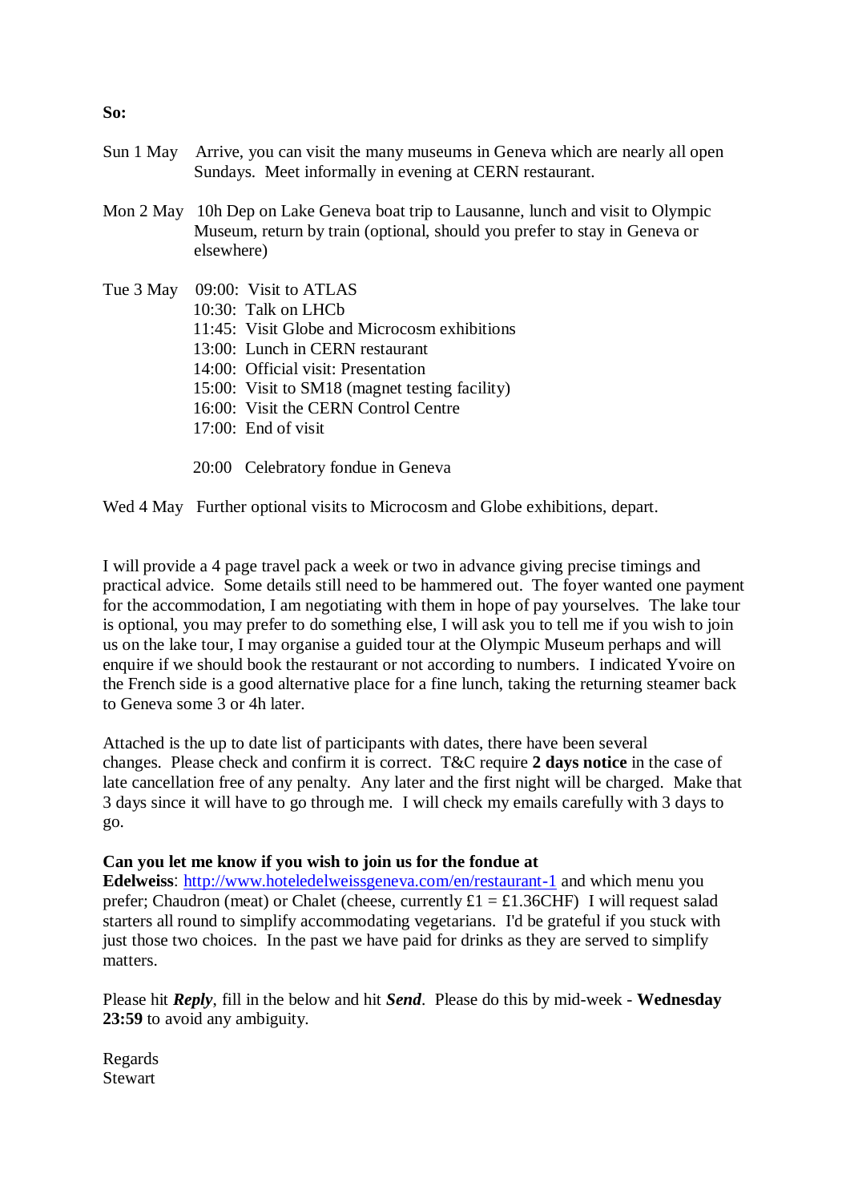**So:**

Sun 1 May   Arrive, you can visit the many museums in Geneva which are nearly all open Sundays.  Meet informally in evening at CERN restaurant.

Mon 2 May   10h Dep on Lake Geneva boat trip to Lausanne, lunch and visit to Olympic Museum, return by train (optional, should you prefer to stay in Geneva or elsewhere)

Tue 3 May   09:00:  Visit to ATLAS
10:30:  Talk on LHCb
11:45:  Visit Globe and Microcosm exhibitions
13:00:  Lunch in CERN restaurant
14:00:  Official visit: Presentation
15:00:  Visit to SM18 (magnet testing facility)
16:00:  Visit the CERN Control Centre
17:00:  End of visit

20:00   Celebratory fondue in Geneva

Wed 4 May   Further optional visits to Microcosm and Globe exhibitions, depart.

I will provide a 4 page travel pack a week or two in advance giving precise timings and practical advice.  Some details still need to be hammered out.  The foyer wanted one payment for the accommodation, I am negotiating with them in hope of pay yourselves.  The lake tour is optional, you may prefer to do something else, I will ask you to tell me if you wish to join us on the lake tour, I may organise a guided tour at the Olympic Museum perhaps and will enquire if we should book the restaurant or not according to numbers.  I indicated Yvoire on the French side is a good alternative place for a fine lunch, taking the returning steamer back to Geneva some 3 or 4h later.

Attached is the up to date list of participants with dates, there have been several changes.  Please check and confirm it is correct.  T&C require **2 days notice** in the case of late cancellation free of any penalty.  Any later and the first night will be charged.  Make that 3 days since it will have to go through me.  I will check my emails carefully with 3 days to go.

**Can you let me know if you wish to join us for the fondue at Edelweiss**: http://www.hoteledelweissgeneva.com/en/restaurant-1 and which menu you prefer; Chaudron (meat) or Chalet (cheese, currently £1 = £1.36CHF)  I will request salad starters all round to simplify accommodating vegetarians.  I'd be grateful if you stuck with just those two choices.  In the past we have paid for drinks as they are served to simplify matters.

Please hit ***Reply***, fill in the below and hit ***Send***.  Please do this by mid-week - **Wednesday 23:59** to avoid any ambiguity.

Regards
Stewart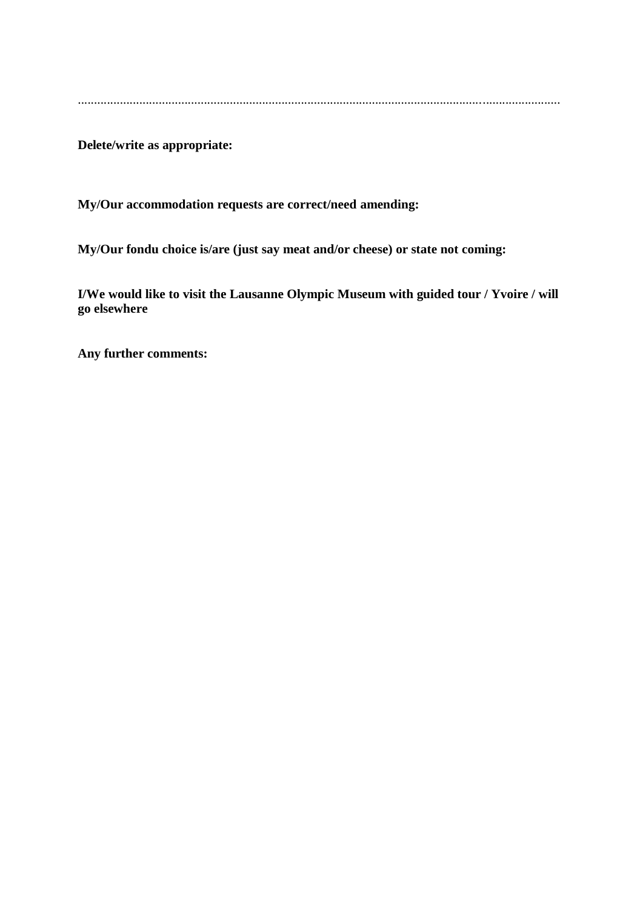..........................................................................................................................................

**Delete/write as appropriate:**

**My/Our accommodation requests are correct/need amending:**

**My/Our fondu choice is/are (just say meat and/or cheese) or state not coming:**

**I/We would like to visit the Lausanne Olympic Museum with guided tour / Yvoire / will go elsewhere**

**Any further comments:**